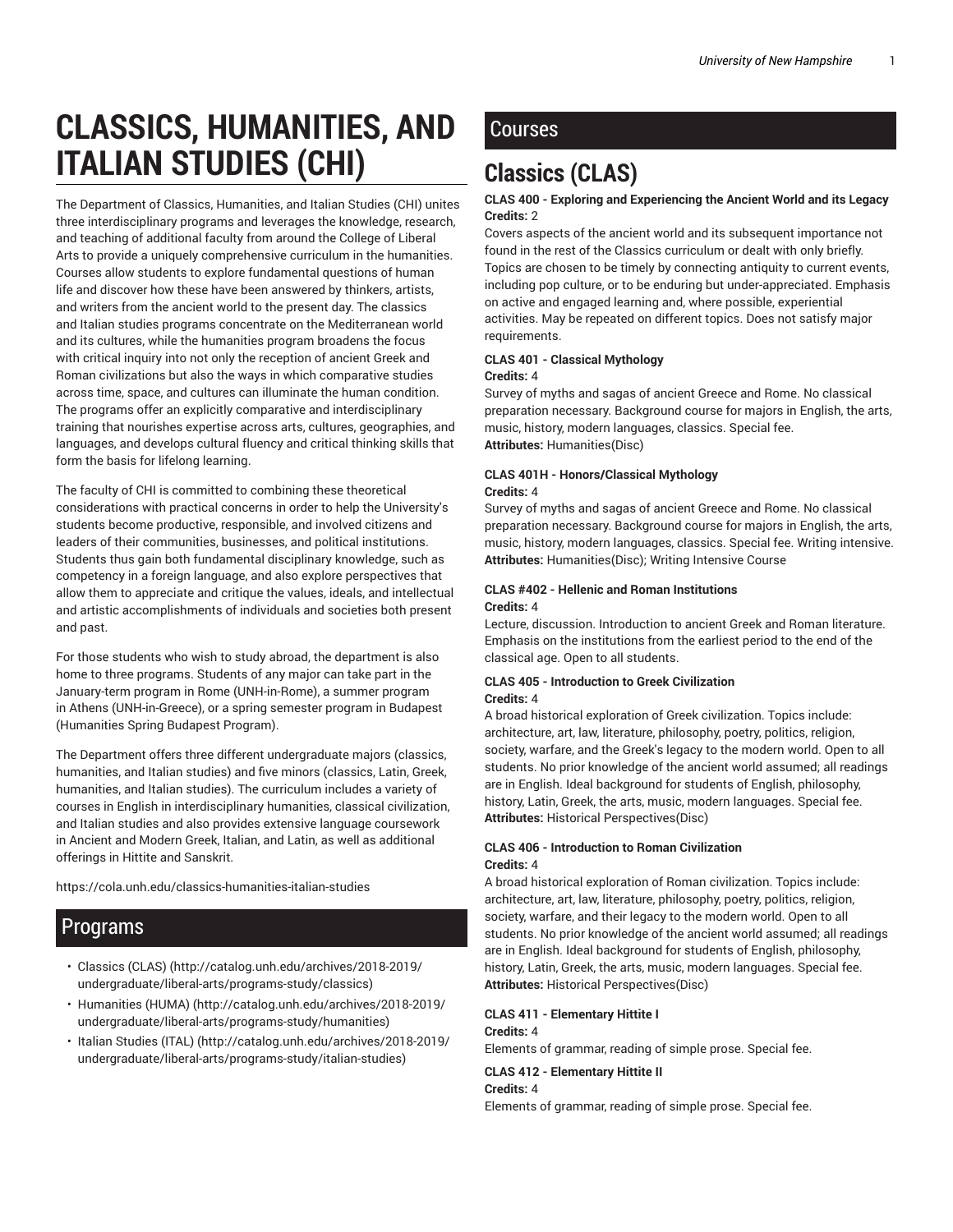# CLASSICS, HUMANITIES, AND ITALIAN STUDIES (CHI)

The Department of Classics, Humanities, and Italian Studies (CHI) unites three interdisciplinary programs and leverages the knowledge, research, and teaching of additional faculty from around the College of Liberal Arts to provide a uniquely comprehensive curriculum in the humanities. Courses allow students to explore fundamental questions of human life and discover how these have been answered by thinkers, artists, and writers from the ancient world to the present day. The classics and Italian studies programs concentrate on the Mediterranean world and its cultures, while the humanities program broadens the focus with critical inquiry into not only the reception of ancient Greek and Roman civilizations but also the ways in which comparative studies across time, space, and cultures can illuminate the human condition. The programs offer an explicitly comparative and interdisciplinary training that nourishes expertise across arts, cultures, geographies, and languages, and develops cultural fluency and critical thinking skills that form the basis for lifelong learning.

The faculty of CHI is committed to combining these theoretical considerations with practical concerns in order to help the University's students become productive, responsible, and involved citizens and leaders of their communities, businesses, and political institutions. Students thus gain both fundamental disciplinary knowledge, such as competency in a foreign language, and also explore perspectives that allow them to appreciate and critique the values, ideals, and intellectual and artistic accomplishments of individuals and societies both present and past.

For those students who wish to study abroad, the department is also home to three programs. Students of any major can take part in the January-term program in Rome (UNH-in-Rome), a summer program in Athens (UNH-in-Greece), or a spring semester program in Budapest (Humanities Spring Budapest Program).

The Department offers three different undergraduate majors (classics, humanities, and Italian studies) and five minors (classics, Latin, Greek, humanities, and Italian studies). The curriculum includes a variety of courses in English in interdisciplinary humanities, classical civilization, and Italian studies and also provides extensive language coursework in Ancient and Modern Greek, Italian, and Latin, as well as additional offerings in Hittite and Sanskrit.

https://cola.unh.edu/classics-humanities-italian-studies

## Programs

- Classics (CLAS) (http://catalog.unh.edu/archives/2018-2019/undergraduate/liberal-arts/programs-study/classics)
- Humanities (HUMA) (http://catalog.unh.edu/archives/2018-2019/undergraduate/liberal-arts/programs-study/humanities)
- Italian Studies (ITAL) (http://catalog.unh.edu/archives/2018-2019/undergraduate/liberal-arts/programs-study/italian-studies)

## Courses

# Classics (CLAS)

**CLAS 400 - Exploring and Experiencing the Ancient World and its Legacy**
**Credits:** 2

Covers aspects of the ancient world and its subsequent importance not found in the rest of the Classics curriculum or dealt with only briefly. Topics are chosen to be timely by connecting antiquity to current events, including pop culture, or to be enduring but under-appreciated. Emphasis on active and engaged learning and, where possible, experiential activities. May be repeated on different topics. Does not satisfy major requirements.

**CLAS 401 - Classical Mythology**
**Credits:** 4

Survey of myths and sagas of ancient Greece and Rome. No classical preparation necessary. Background course for majors in English, the arts, music, history, modern languages, classics. Special fee.
**Attributes:** Humanities(Disc)

**CLAS 401H - Honors/Classical Mythology**
**Credits:** 4

Survey of myths and sagas of ancient Greece and Rome. No classical preparation necessary. Background course for majors in English, the arts, music, history, modern languages, classics. Special fee. Writing intensive.
**Attributes:** Humanities(Disc); Writing Intensive Course

**CLAS #402 - Hellenic and Roman Institutions**
**Credits:** 4

Lecture, discussion. Introduction to ancient Greek and Roman literature. Emphasis on the institutions from the earliest period to the end of the classical age. Open to all students.

**CLAS 405 - Introduction to Greek Civilization**
**Credits:** 4

A broad historical exploration of Greek civilization. Topics include: architecture, art, law, literature, philosophy, poetry, politics, religion, society, warfare, and the Greek's legacy to the modern world. Open to all students. No prior knowledge of the ancient world assumed; all readings are in English. Ideal background for students of English, philosophy, history, Latin, Greek, the arts, music, modern languages. Special fee.
**Attributes:** Historical Perspectives(Disc)

**CLAS 406 - Introduction to Roman Civilization**
**Credits:** 4

A broad historical exploration of Roman civilization. Topics include: architecture, art, law, literature, philosophy, poetry, politics, religion, society, warfare, and their legacy to the modern world. Open to all students. No prior knowledge of the ancient world assumed; all readings are in English. Ideal background for students of English, philosophy, history, Latin, Greek, the arts, music, modern languages. Special fee.
**Attributes:** Historical Perspectives(Disc)

**CLAS 411 - Elementary Hittite I**
**Credits:** 4

Elements of grammar, reading of simple prose. Special fee.

**CLAS 412 - Elementary Hittite II**
**Credits:** 4

Elements of grammar, reading of simple prose. Special fee.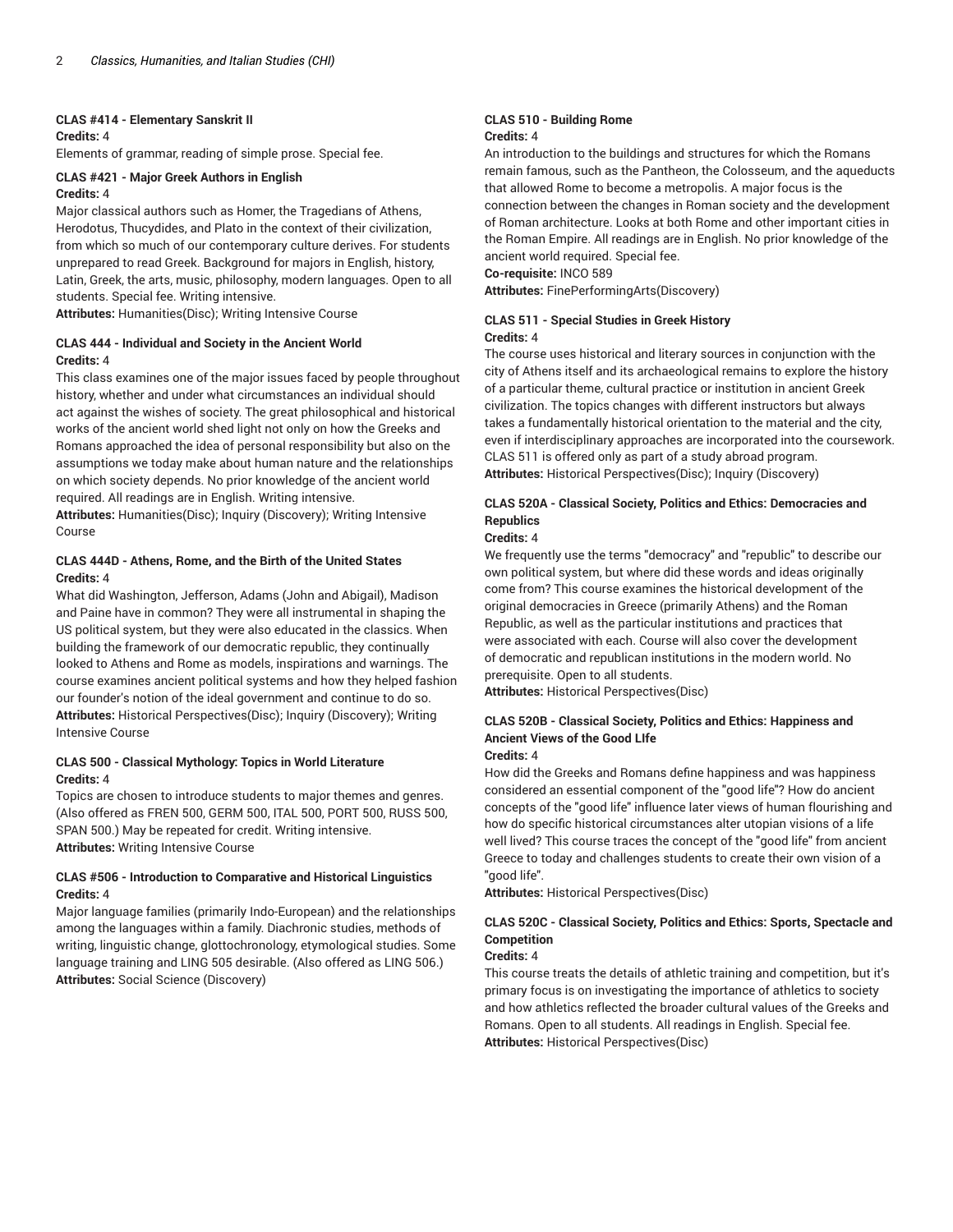#### CLAS #414 - Elementary Sanskrit II

**Credits:** 4

Elements of grammar, reading of simple prose. Special fee.

#### CLAS #421 - Major Greek Authors in English

**Credits:** 4

Major classical authors such as Homer, the Tragedians of Athens, Herodotus, Thucydides, and Plato in the context of their civilization, from which so much of our contemporary culture derives. For students unprepared to read Greek. Background for majors in English, history, Latin, Greek, the arts, music, philosophy, modern languages. Open to all students. Special fee. Writing intensive.

**Attributes:** Humanities(Disc); Writing Intensive Course

#### CLAS 444 - Individual and Society in the Ancient World

**Credits:** 4

This class examines one of the major issues faced by people throughout history, whether and under what circumstances an individual should act against the wishes of society. The great philosophical and historical works of the ancient world shed light not only on how the Greeks and Romans approached the idea of personal responsibility but also on the assumptions we today make about human nature and the relationships on which society depends. No prior knowledge of the ancient world required. All readings are in English. Writing intensive.

**Attributes:** Humanities(Disc); Inquiry (Discovery); Writing Intensive Course

#### CLAS 444D - Athens, Rome, and the Birth of the United States

**Credits:** 4

What did Washington, Jefferson, Adams (John and Abigail), Madison and Paine have in common? They were all instrumental in shaping the US political system, but they were also educated in the classics. When building the framework of our democratic republic, they continually looked to Athens and Rome as models, inspirations and warnings. The course examines ancient political systems and how they helped fashion our founder's notion of the ideal government and continue to do so.

**Attributes:** Historical Perspectives(Disc); Inquiry (Discovery); Writing Intensive Course

#### CLAS 500 - Classical Mythology: Topics in World Literature

**Credits:** 4

Topics are chosen to introduce students to major themes and genres. (Also offered as FREN 500, GERM 500, ITAL 500, PORT 500, RUSS 500, SPAN 500.) May be repeated for credit. Writing intensive.

**Attributes:** Writing Intensive Course

#### CLAS #506 - Introduction to Comparative and Historical Linguistics

**Credits:** 4

Major language families (primarily Indo-European) and the relationships among the languages within a family. Diachronic studies, methods of writing, linguistic change, glottochronology, etymological studies. Some language training and LING 505 desirable. (Also offered as LING 506.)

**Attributes:** Social Science (Discovery)

#### CLAS 510 - Building Rome

**Credits:** 4

An introduction to the buildings and structures for which the Romans remain famous, such as the Pantheon, the Colosseum, and the aqueducts that allowed Rome to become a metropolis. A major focus is the connection between the changes in Roman society and the development of Roman architecture. Looks at both Rome and other important cities in the Roman Empire. All readings are in English. No prior knowledge of the ancient world required. Special fee.

**Co-requisite:** INCO 589

**Attributes:** FinePerformingArts(Discovery)

#### CLAS 511 - Special Studies in Greek History

**Credits:** 4

The course uses historical and literary sources in conjunction with the city of Athens itself and its archaeological remains to explore the history of a particular theme, cultural practice or institution in ancient Greek civilization. The topics changes with different instructors but always takes a fundamentally historical orientation to the material and the city, even if interdisciplinary approaches are incorporated into the coursework. CLAS 511 is offered only as part of a study abroad program.

**Attributes:** Historical Perspectives(Disc); Inquiry (Discovery)

#### CLAS 520A - Classical Society, Politics and Ethics: Democracies and Republics

**Credits:** 4

We frequently use the terms "democracy" and "republic" to describe our own political system, but where did these words and ideas originally come from? This course examines the historical development of the original democracies in Greece (primarily Athens) and the Roman Republic, as well as the particular institutions and practices that were associated with each. Course will also cover the development of democratic and republican institutions in the modern world. No prerequisite. Open to all students.

**Attributes:** Historical Perspectives(Disc)

#### CLAS 520B - Classical Society, Politics and Ethics: Happiness and Ancient Views of the Good LIfe

**Credits:** 4

How did the Greeks and Romans define happiness and was happiness considered an essential component of the "good life"? How do ancient concepts of the "good life" influence later views of human flourishing and how do specific historical circumstances alter utopian visions of a life well lived? This course traces the concept of the "good life" from ancient Greece to today and challenges students to create their own vision of a "good life".

**Attributes:** Historical Perspectives(Disc)

#### CLAS 520C - Classical Society, Politics and Ethics: Sports, Spectacle and Competition

**Credits:** 4

This course treats the details of athletic training and competition, but it's primary focus is on investigating the importance of athletics to society and how athletics reflected the broader cultural values of the Greeks and Romans. Open to all students. All readings in English. Special fee.

**Attributes:** Historical Perspectives(Disc)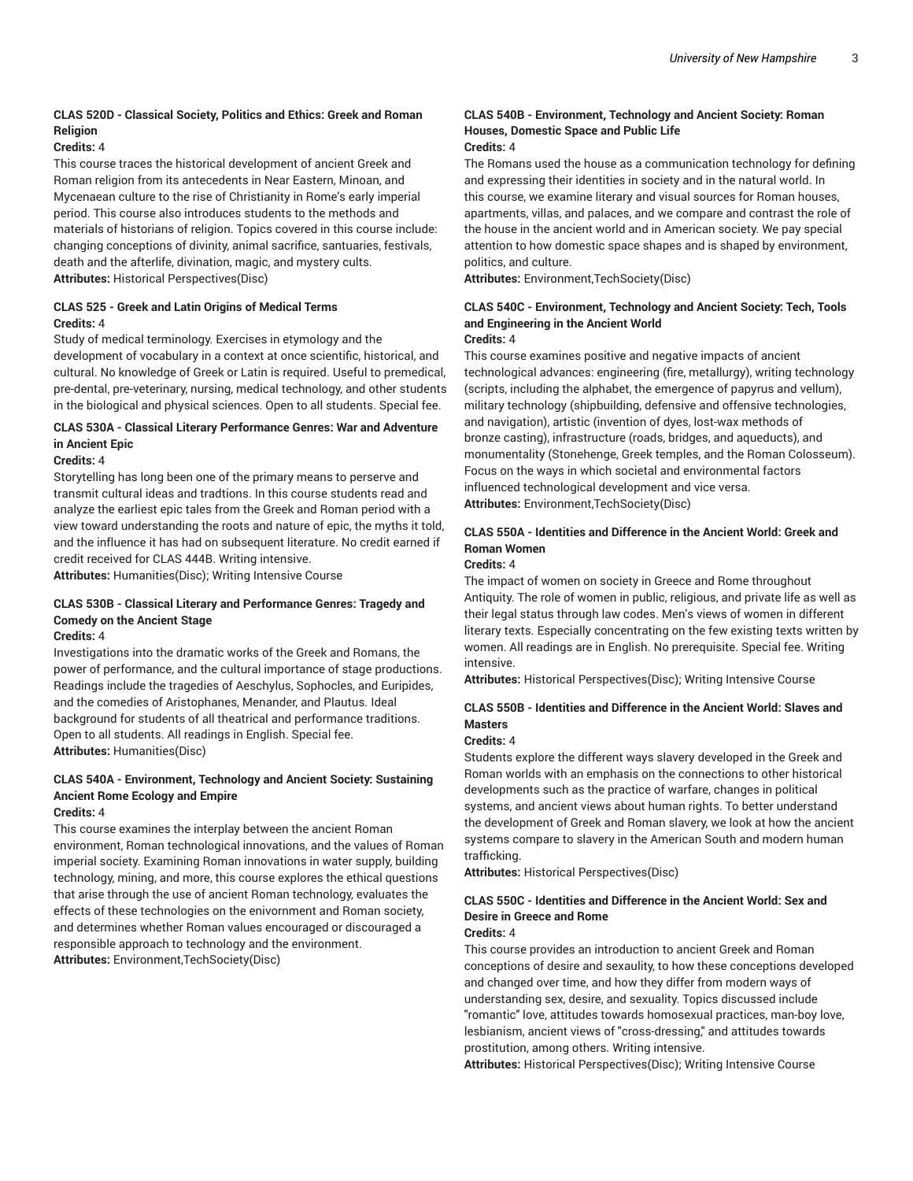#### CLAS 520D - Classical Society, Politics and Ethics: Greek and Roman Religion

**Credits:** 4

This course traces the historical development of ancient Greek and Roman religion from its antecedents in Near Eastern, Minoan, and Mycenaean culture to the rise of Christianity in Rome's early imperial period. This course also introduces students to the methods and materials of historians of religion. Topics covered in this course include: changing conceptions of divinity, animal sacrifice, santuaries, festivals, death and the afterlife, divination, magic, and mystery cults.

**Attributes:** Historical Perspectives(Disc)

#### CLAS 525 - Greek and Latin Origins of Medical Terms

**Credits:** 4

Study of medical terminology. Exercises in etymology and the development of vocabulary in a context at once scientific, historical, and cultural. No knowledge of Greek or Latin is required. Useful to premedical, pre-dental, pre-veterinary, nursing, medical technology, and other students in the biological and physical sciences. Open to all students. Special fee.

#### CLAS 530A - Classical Literary Performance Genres: War and Adventure in Ancient Epic

**Credits:** 4

Storytelling has long been one of the primary means to perserve and transmit cultural ideas and tradtions. In this course students read and analyze the earliest epic tales from the Greek and Roman period with a view toward understanding the roots and nature of epic, the myths it told, and the influence it has had on subsequent literature. No credit earned if credit received for CLAS 444B. Writing intensive.

**Attributes:** Humanities(Disc); Writing Intensive Course

#### CLAS 530B - Classical Literary and Performance Genres: Tragedy and Comedy on the Ancient Stage

**Credits:** 4

Investigations into the dramatic works of the Greek and Romans, the power of performance, and the cultural importance of stage productions. Readings include the tragedies of Aeschylus, Sophocles, and Euripides, and the comedies of Aristophanes, Menander, and Plautus. Ideal background for students of all theatrical and performance traditions. Open to all students. All readings in English. Special fee.

**Attributes:** Humanities(Disc)

#### CLAS 540A - Environment, Technology and Ancient Society: Sustaining Ancient Rome Ecology and Empire

**Credits:** 4

This course examines the interplay between the ancient Roman environment, Roman technological innovations, and the values of Roman imperial society. Examining Roman innovations in water supply, building technology, mining, and more, this course explores the ethical questions that arise through the use of ancient Roman technology, evaluates the effects of these technologies on the enivornment and Roman society, and determines whether Roman values encouraged or discouraged a responsible approach to technology and the environment.

**Attributes:** Environment,TechSociety(Disc)

#### CLAS 540B - Environment, Technology and Ancient Society: Roman Houses, Domestic Space and Public Life

**Credits:** 4

The Romans used the house as a communication technology for defining and expressing their identities in society and in the natural world. In this course, we examine literary and visual sources for Roman houses, apartments, villas, and palaces, and we compare and contrast the role of the house in the ancient world and in American society. We pay special attention to how domestic space shapes and is shaped by environment, politics, and culture.

**Attributes:** Environment,TechSociety(Disc)

#### CLAS 540C - Environment, Technology and Ancient Society: Tech, Tools and Engineering in the Ancient World

**Credits:** 4

This course examines positive and negative impacts of ancient technological advances: engineering (fire, metallurgy), writing technology (scripts, including the alphabet, the emergence of papyrus and vellum), military technology (shipbuilding, defensive and offensive technologies, and navigation), artistic (invention of dyes, lost-wax methods of bronze casting), infrastructure (roads, bridges, and aqueducts), and monumentality (Stonehenge, Greek temples, and the Roman Colosseum). Focus on the ways in which societal and environmental factors influenced technological development and vice versa.

**Attributes:** Environment,TechSociety(Disc)

#### CLAS 550A - Identities and Difference in the Ancient World: Greek and Roman Women

**Credits:** 4

The impact of women on society in Greece and Rome throughout Antiquity. The role of women in public, religious, and private life as well as their legal status through law codes. Men's views of women in different literary texts. Especially concentrating on the few existing texts written by women. All readings are in English. No prerequisite. Special fee. Writing intensive.

**Attributes:** Historical Perspectives(Disc); Writing Intensive Course

#### CLAS 550B - Identities and Difference in the Ancient World: Slaves and Masters

**Credits:** 4

Students explore the different ways slavery developed in the Greek and Roman worlds with an emphasis on the connections to other historical developments such as the practice of warfare, changes in political systems, and ancient views about human rights. To better understand the development of Greek and Roman slavery, we look at how the ancient systems compare to slavery in the American South and modern human trafficking.

**Attributes:** Historical Perspectives(Disc)

#### CLAS 550C - Identities and Difference in the Ancient World: Sex and Desire in Greece and Rome

**Credits:** 4

This course provides an introduction to ancient Greek and Roman conceptions of desire and sexuality, to how these conceptions developed and changed over time, and how they differ from modern ways of understanding sex, desire, and sexuality. Topics discussed include "romantic" love, attitudes towards homosexual practices, man-boy love, lesbianism, ancient views of "cross-dressing," and attitudes towards prostitution, among others. Writing intensive.

**Attributes:** Historical Perspectives(Disc); Writing Intensive Course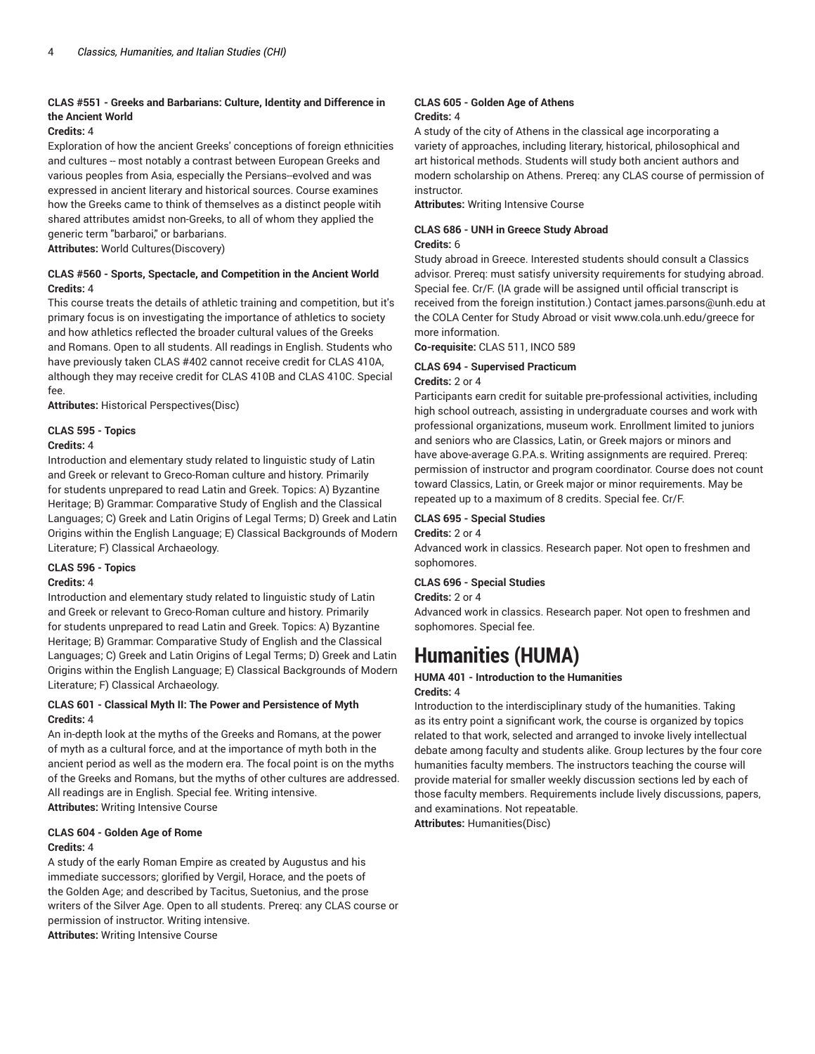#### CLAS #551 - Greeks and Barbarians: Culture, Identity and Difference in the Ancient World

**Credits:** 4

Exploration of how the ancient Greeks' conceptions of foreign ethnicities and cultures -- most notably a contrast between European Greeks and various peoples from Asia, especially the Persians--evolved and was expressed in ancient literary and historical sources. Course examines how the Greeks came to think of themselves as a distinct people witih shared attributes amidst non-Greeks, to all of whom they applied the generic term "barbaroi," or barbarians.

**Attributes:** World Cultures(Discovery)

#### CLAS #560 - Sports, Spectacle, and Competition in the Ancient World

**Credits:** 4

This course treats the details of athletic training and competition, but it's primary focus is on investigating the importance of athletics to society and how athletics reflected the broader cultural values of the Greeks and Romans. Open to all students. All readings in English. Students who have previously taken CLAS #402 cannot receive credit for CLAS 410A, although they may receive credit for CLAS 410B and CLAS 410C. Special fee.

**Attributes:** Historical Perspectives(Disc)

#### CLAS 595 - Topics

**Credits:** 4

Introduction and elementary study related to linguistic study of Latin and Greek or relevant to Greco-Roman culture and history. Primarily for students unprepared to read Latin and Greek. Topics: A) Byzantine Heritage; B) Grammar: Comparative Study of English and the Classical Languages; C) Greek and Latin Origins of Legal Terms; D) Greek and Latin Origins within the English Language; E) Classical Backgrounds of Modern Literature; F) Classical Archaeology.

#### CLAS 596 - Topics

**Credits:** 4

Introduction and elementary study related to linguistic study of Latin and Greek or relevant to Greco-Roman culture and history. Primarily for students unprepared to read Latin and Greek. Topics: A) Byzantine Heritage; B) Grammar: Comparative Study of English and the Classical Languages; C) Greek and Latin Origins of Legal Terms; D) Greek and Latin Origins within the English Language; E) Classical Backgrounds of Modern Literature; F) Classical Archaeology.

#### CLAS 601 - Classical Myth II: The Power and Persistence of Myth

**Credits:** 4

An in-depth look at the myths of the Greeks and Romans, at the power of myth as a cultural force, and at the importance of myth both in the ancient period as well as the modern era. The focal point is on the myths of the Greeks and Romans, but the myths of other cultures are addressed. All readings are in English. Special fee. Writing intensive.

**Attributes:** Writing Intensive Course

#### CLAS 604 - Golden Age of Rome

**Credits:** 4

A study of the early Roman Empire as created by Augustus and his immediate successors; glorified by Vergil, Horace, and the poets of the Golden Age; and described by Tacitus, Suetonius, and the prose writers of the Silver Age. Open to all students. Prereq: any CLAS course or permission of instructor. Writing intensive.

**Attributes:** Writing Intensive Course

#### CLAS 605 - Golden Age of Athens

**Credits:** 4

A study of the city of Athens in the classical age incorporating a variety of approaches, including literary, historical, philosophical and art historical methods. Students will study both ancient authors and modern scholarship on Athens. Prereq: any CLAS course of permission of instructor.

**Attributes:** Writing Intensive Course

#### CLAS 686 - UNH in Greece Study Abroad

**Credits:** 6

Study abroad in Greece. Interested students should consult a Classics advisor. Prereq: must satisfy university requirements for studying abroad. Special fee. Cr/F. (IA grade will be assigned until official transcript is received from the foreign institution.) Contact james.parsons@unh.edu at the COLA Center for Study Abroad or visit www.cola.unh.edu/greece for more information.

**Co-requisite:** CLAS 511, INCO 589

#### CLAS 694 - Supervised Practicum

**Credits:** 2 or 4

Participants earn credit for suitable pre-professional activities, including high school outreach, assisting in undergraduate courses and work with professional organizations, museum work. Enrollment limited to juniors and seniors who are Classics, Latin, or Greek majors or minors and have above-average G.P.A.s. Writing assignments are required. Prereq: permission of instructor and program coordinator. Course does not count toward Classics, Latin, or Greek major or minor requirements. May be repeated up to a maximum of 8 credits. Special fee. Cr/F.

#### CLAS 695 - Special Studies

**Credits:** 2 or 4

Advanced work in classics. Research paper. Not open to freshmen and sophomores.

#### CLAS 696 - Special Studies

**Credits:** 2 or 4

Advanced work in classics. Research paper. Not open to freshmen and sophomores. Special fee.

# Humanities (HUMA)

#### HUMA 401 - Introduction to the Humanities

**Credits:** 4

Introduction to the interdisciplinary study of the humanities. Taking as its entry point a significant work, the course is organized by topics related to that work, selected and arranged to invoke lively intellectual debate among faculty and students alike. Group lectures by the four core humanities faculty members. The instructors teaching the course will provide material for smaller weekly discussion sections led by each of those faculty members. Requirements include lively discussions, papers, and examinations. Not repeatable.

**Attributes:** Humanities(Disc)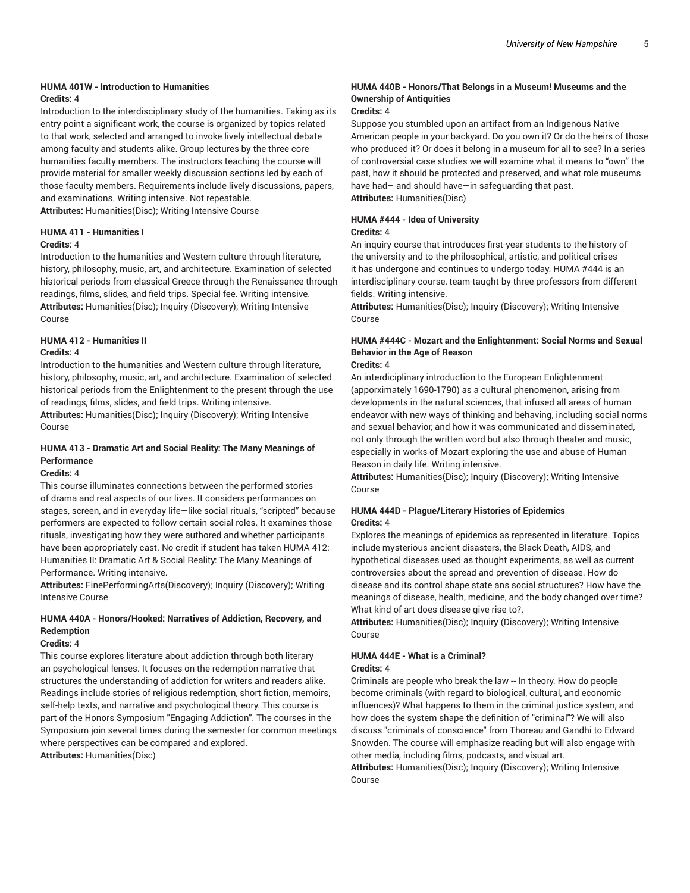#### HUMA 401W - Introduction to Humanities

**Credits:** 4

Introduction to the interdisciplinary study of the humanities. Taking as its entry point a significant work, the course is organized by topics related to that work, selected and arranged to invoke lively intellectual debate among faculty and students alike. Group lectures by the three core humanities faculty members. The instructors teaching the course will provide material for smaller weekly discussion sections led by each of those faculty members. Requirements include lively discussions, papers, and examinations. Writing intensive. Not repeatable.
**Attributes:** Humanities(Disc); Writing Intensive Course

#### HUMA 411 - Humanities I

**Credits:** 4

Introduction to the humanities and Western culture through literature, history, philosophy, music, art, and architecture. Examination of selected historical periods from classical Greece through the Renaissance through readings, films, slides, and field trips. Special fee. Writing intensive.
**Attributes:** Humanities(Disc); Inquiry (Discovery); Writing Intensive Course

#### HUMA 412 - Humanities II

**Credits:** 4

Introduction to the humanities and Western culture through literature, history, philosophy, music, art, and architecture. Examination of selected historical periods from the Enlightenment to the present through the use of readings, films, slides, and field trips. Writing intensive.
**Attributes:** Humanities(Disc); Inquiry (Discovery); Writing Intensive Course

#### HUMA 413 - Dramatic Art and Social Reality: The Many Meanings of Performance

**Credits:** 4

This course illuminates connections between the performed stories of drama and real aspects of our lives. It considers performances on stages, screen, and in everyday life—like social rituals, "scripted" because performers are expected to follow certain social roles. It examines those rituals, investigating how they were authored and whether participants have been appropriately cast. No credit if student has taken HUMA 412: Humanities II: Dramatic Art & Social Reality: The Many Meanings of Performance. Writing intensive.
**Attributes:** FinePerformingArts(Discovery); Inquiry (Discovery); Writing Intensive Course

#### HUMA 440A - Honors/Hooked: Narratives of Addiction, Recovery, and Redemption

**Credits:** 4

This course explores literature about addiction through both literary an psychological lenses. It focuses on the redemption narrative that structures the understanding of addiction for writers and readers alike. Readings include stories of religious redemption, short fiction, memoirs, self-help texts, and narrative and psychological theory. This course is part of the Honors Symposium "Engaging Addiction". The courses in the Symposium join several times during the semester for common meetings where perspectives can be compared and explored.
**Attributes:** Humanities(Disc)

#### HUMA 440B - Honors/That Belongs in a Museum! Museums and the Ownership of Antiquities

**Credits:** 4

Suppose you stumbled upon an artifact from an Indigenous Native American people in your backyard. Do you own it? Or do the heirs of those who produced it? Or does it belong in a museum for all to see? In a series of controversial case studies we will examine what it means to "own" the past, how it should be protected and preserved, and what role museums have had—-and should have—in safeguarding that past.
**Attributes:** Humanities(Disc)

#### HUMA #444 - Idea of University

**Credits:** 4

An inquiry course that introduces first-year students to the history of the university and to the philosophical, artistic, and political crises it has undergone and continues to undergo today. HUMA #444 is an interdisciplinary course, team-taught by three professors from different fields. Writing intensive.
**Attributes:** Humanities(Disc); Inquiry (Discovery); Writing Intensive Course

#### HUMA #444C - Mozart and the Enlightenment: Social Norms and Sexual Behavior in the Age of Reason

**Credits:** 4

An interdiciplinary introduction to the European Enlightenment (apporximately 1690-1790) as a cultural phenomenon, arising from developments in the natural sciences, that infused all areas of human endeavor with new ways of thinking and behaving, including social norms and sexual behavior, and how it was communicated and disseminated, not only through the written word but also through theater and music, especially in works of Mozart exploring the use and abuse of Human Reason in daily life. Writing intensive.
**Attributes:** Humanities(Disc); Inquiry (Discovery); Writing Intensive Course

#### HUMA 444D - Plague/Literary Histories of Epidemics

**Credits:** 4

Explores the meanings of epidemics as represented in literature. Topics include mysterious ancient disasters, the Black Death, AIDS, and hypothetical diseases used as thought experiments, as well as current controversies about the spread and prevention of disease. How do disease and its control shape state ans social structures? How have the meanings of disease, health, medicine, and the body changed over time? What kind of art does disease give rise to?.
**Attributes:** Humanities(Disc); Inquiry (Discovery); Writing Intensive Course

#### HUMA 444E - What is a Criminal?

**Credits:** 4

Criminals are people who break the law -- In theory. How do people become criminals (with regard to biological, cultural, and economic influences)? What happens to them in the criminal justice system, and how does the system shape the definition of "criminal"? We will also discuss "criminals of conscience" from Thoreau and Gandhi to Edward Snowden. The course will emphasize reading but will also engage with other media, including films, podcasts, and visual art.
**Attributes:** Humanities(Disc); Inquiry (Discovery); Writing Intensive Course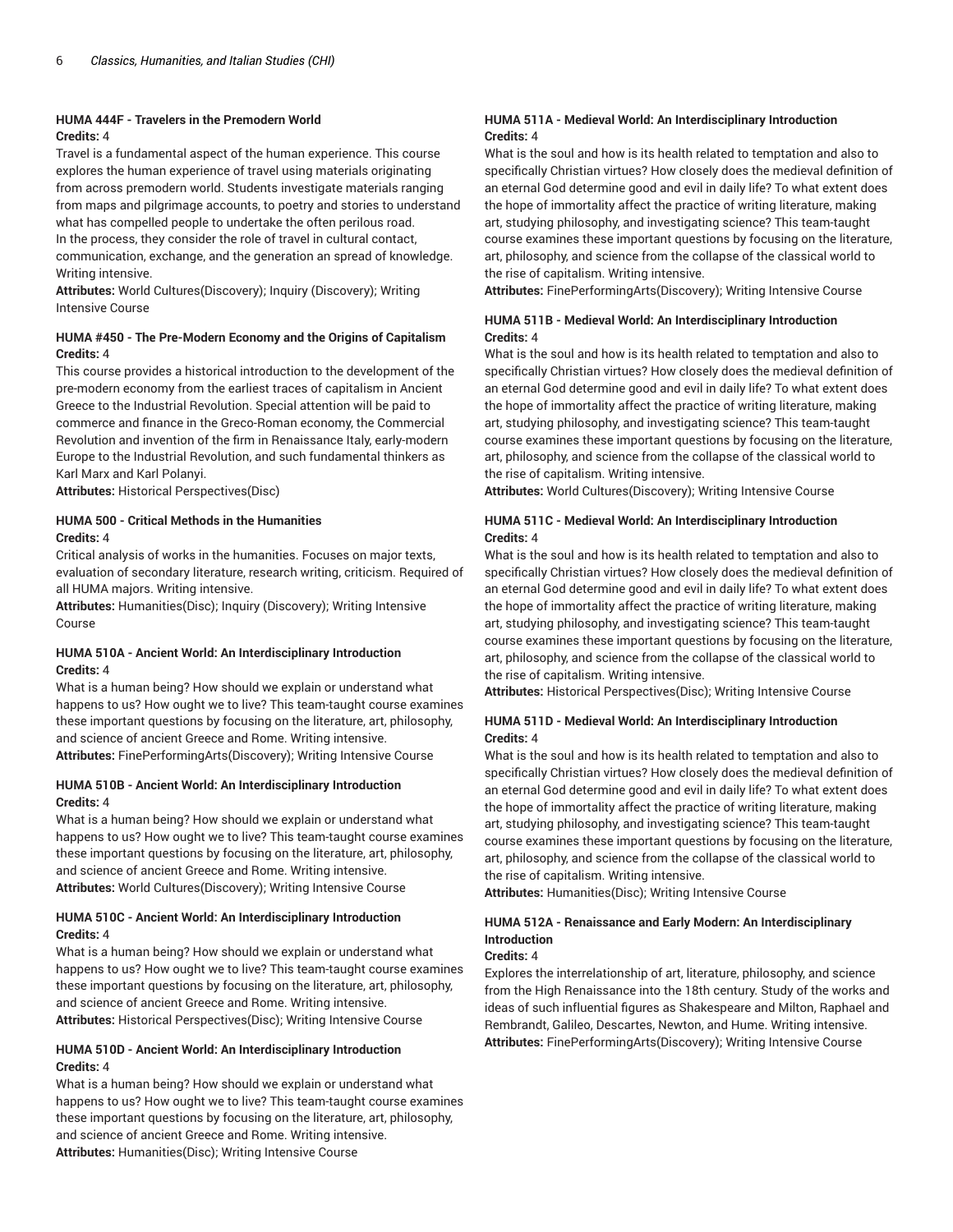### HUMA 444F - Travelers in the Premodern World

**Credits:** 4

Travel is a fundamental aspect of the human experience. This course explores the human experience of travel using materials originating from across premodern world. Students investigate materials ranging from maps and pilgrimage accounts, to poetry and stories to understand what has compelled people to undertake the often perilous road. In the process, they consider the role of travel in cultural contact, communication, exchange, and the generation an spread of knowledge. Writing intensive.

**Attributes:** World Cultures(Discovery); Inquiry (Discovery); Writing Intensive Course

### HUMA #450 - The Pre-Modern Economy and the Origins of Capitalism

**Credits:** 4

This course provides a historical introduction to the development of the pre-modern economy from the earliest traces of capitalism in Ancient Greece to the Industrial Revolution. Special attention will be paid to commerce and finance in the Greco-Roman economy, the Commercial Revolution and invention of the firm in Renaissance Italy, early-modern Europe to the Industrial Revolution, and such fundamental thinkers as Karl Marx and Karl Polanyi.

**Attributes:** Historical Perspectives(Disc)

### HUMA 500 - Critical Methods in the Humanities

**Credits:** 4

Critical analysis of works in the humanities. Focuses on major texts, evaluation of secondary literature, research writing, criticism. Required of all HUMA majors. Writing intensive.

**Attributes:** Humanities(Disc); Inquiry (Discovery); Writing Intensive Course

### HUMA 510A - Ancient World: An Interdisciplinary Introduction

**Credits:** 4

What is a human being? How should we explain or understand what happens to us? How ought we to live? This team-taught course examines these important questions by focusing on the literature, art, philosophy, and science of ancient Greece and Rome. Writing intensive.

**Attributes:** FinePerformingArts(Discovery); Writing Intensive Course

### HUMA 510B - Ancient World: An Interdisciplinary Introduction

**Credits:** 4

What is a human being? How should we explain or understand what happens to us? How ought we to live? This team-taught course examines these important questions by focusing on the literature, art, philosophy, and science of ancient Greece and Rome. Writing intensive.

**Attributes:** World Cultures(Discovery); Writing Intensive Course

### HUMA 510C - Ancient World: An Interdisciplinary Introduction

**Credits:** 4

What is a human being? How should we explain or understand what happens to us? How ought we to live? This team-taught course examines these important questions by focusing on the literature, art, philosophy, and science of ancient Greece and Rome. Writing intensive.

**Attributes:** Historical Perspectives(Disc); Writing Intensive Course

### HUMA 510D - Ancient World: An Interdisciplinary Introduction

**Credits:** 4

What is a human being? How should we explain or understand what happens to us? How ought we to live? This team-taught course examines these important questions by focusing on the literature, art, philosophy, and science of ancient Greece and Rome. Writing intensive.

**Attributes:** Humanities(Disc); Writing Intensive Course

### HUMA 511A - Medieval World: An Interdisciplinary Introduction

**Credits:** 4

What is the soul and how is its health related to temptation and also to specifically Christian virtues? How closely does the medieval definition of an eternal God determine good and evil in daily life? To what extent does the hope of immortality affect the practice of writing literature, making art, studying philosophy, and investigating science? This team-taught course examines these important questions by focusing on the literature, art, philosophy, and science from the collapse of the classical world to the rise of capitalism. Writing intensive.

**Attributes:** FinePerformingArts(Discovery); Writing Intensive Course

### HUMA 511B - Medieval World: An Interdisciplinary Introduction

**Credits:** 4

What is the soul and how is its health related to temptation and also to specifically Christian virtues? How closely does the medieval definition of an eternal God determine good and evil in daily life? To what extent does the hope of immortality affect the practice of writing literature, making art, studying philosophy, and investigating science? This team-taught course examines these important questions by focusing on the literature, art, philosophy, and science from the collapse of the classical world to the rise of capitalism. Writing intensive.

**Attributes:** World Cultures(Discovery); Writing Intensive Course

### HUMA 511C - Medieval World: An Interdisciplinary Introduction

**Credits:** 4

What is the soul and how is its health related to temptation and also to specifically Christian virtues? How closely does the medieval definition of an eternal God determine good and evil in daily life? To what extent does the hope of immortality affect the practice of writing literature, making art, studying philosophy, and investigating science? This team-taught course examines these important questions by focusing on the literature, art, philosophy, and science from the collapse of the classical world to the rise of capitalism. Writing intensive.

**Attributes:** Historical Perspectives(Disc); Writing Intensive Course

### HUMA 511D - Medieval World: An Interdisciplinary Introduction

**Credits:** 4

What is the soul and how is its health related to temptation and also to specifically Christian virtues? How closely does the medieval definition of an eternal God determine good and evil in daily life? To what extent does the hope of immortality affect the practice of writing literature, making art, studying philosophy, and investigating science? This team-taught course examines these important questions by focusing on the literature, art, philosophy, and science from the collapse of the classical world to the rise of capitalism. Writing intensive.

**Attributes:** Humanities(Disc); Writing Intensive Course

### HUMA 512A - Renaissance and Early Modern: An Interdisciplinary Introduction

**Credits:** 4

Explores the interrelationship of art, literature, philosophy, and science from the High Renaissance into the 18th century. Study of the works and ideas of such influential figures as Shakespeare and Milton, Raphael and Rembrandt, Galileo, Descartes, Newton, and Hume. Writing intensive.

**Attributes:** FinePerformingArts(Discovery); Writing Intensive Course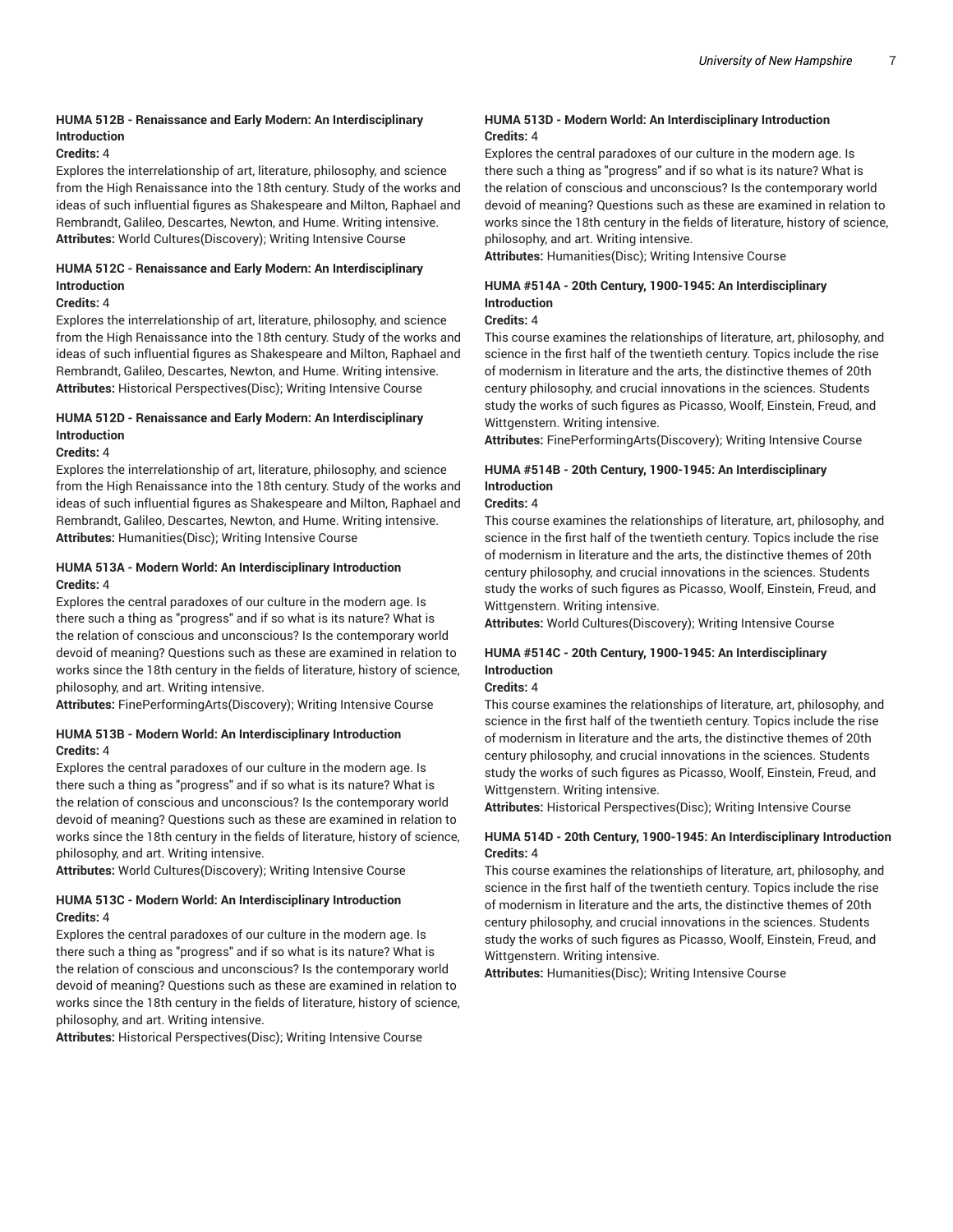### HUMA 512B - Renaissance and Early Modern: An Interdisciplinary Introduction

**Credits:** 4

Explores the interrelationship of art, literature, philosophy, and science from the High Renaissance into the 18th century. Study of the works and ideas of such influential figures as Shakespeare and Milton, Raphael and Rembrandt, Galileo, Descartes, Newton, and Hume. Writing intensive.

**Attributes:** World Cultures(Discovery); Writing Intensive Course

### HUMA 512C - Renaissance and Early Modern: An Interdisciplinary Introduction

**Credits:** 4

Explores the interrelationship of art, literature, philosophy, and science from the High Renaissance into the 18th century. Study of the works and ideas of such influential figures as Shakespeare and Milton, Raphael and Rembrandt, Galileo, Descartes, Newton, and Hume. Writing intensive.

**Attributes:** Historical Perspectives(Disc); Writing Intensive Course

### HUMA 512D - Renaissance and Early Modern: An Interdisciplinary Introduction

**Credits:** 4

Explores the interrelationship of art, literature, philosophy, and science from the High Renaissance into the 18th century. Study of the works and ideas of such influential figures as Shakespeare and Milton, Raphael and Rembrandt, Galileo, Descartes, Newton, and Hume. Writing intensive.

**Attributes:** Humanities(Disc); Writing Intensive Course

### HUMA 513A - Modern World: An Interdisciplinary Introduction

**Credits:** 4

Explores the central paradoxes of our culture in the modern age. Is there such a thing as "progress" and if so what is its nature? What is the relation of conscious and unconscious? Is the contemporary world devoid of meaning? Questions such as these are examined in relation to works since the 18th century in the fields of literature, history of science, philosophy, and art. Writing intensive.

**Attributes:** FinePerformingArts(Discovery); Writing Intensive Course

### HUMA 513B - Modern World: An Interdisciplinary Introduction

**Credits:** 4

Explores the central paradoxes of our culture in the modern age. Is there such a thing as "progress" and if so what is its nature? What is the relation of conscious and unconscious? Is the contemporary world devoid of meaning? Questions such as these are examined in relation to works since the 18th century in the fields of literature, history of science, philosophy, and art. Writing intensive.

**Attributes:** World Cultures(Discovery); Writing Intensive Course

### HUMA 513C - Modern World: An Interdisciplinary Introduction

**Credits:** 4

Explores the central paradoxes of our culture in the modern age. Is there such a thing as "progress" and if so what is its nature? What is the relation of conscious and unconscious? Is the contemporary world devoid of meaning? Questions such as these are examined in relation to works since the 18th century in the fields of literature, history of science, philosophy, and art. Writing intensive.

**Attributes:** Historical Perspectives(Disc); Writing Intensive Course

### HUMA 513D - Modern World: An Interdisciplinary Introduction

**Credits:** 4

Explores the central paradoxes of our culture in the modern age. Is there such a thing as "progress" and if so what is its nature? What is the relation of conscious and unconscious? Is the contemporary world devoid of meaning? Questions such as these are examined in relation to works since the 18th century in the fields of literature, history of science, philosophy, and art. Writing intensive.

**Attributes:** Humanities(Disc); Writing Intensive Course

### HUMA #514A - 20th Century, 1900-1945: An Interdisciplinary Introduction

**Credits:** 4

This course examines the relationships of literature, art, philosophy, and science in the first half of the twentieth century. Topics include the rise of modernism in literature and the arts, the distinctive themes of 20th century philosophy, and crucial innovations in the sciences. Students study the works of such figures as Picasso, Woolf, Einstein, Freud, and Wittgenstern. Writing intensive.

**Attributes:** FinePerformingArts(Discovery); Writing Intensive Course

### HUMA #514B - 20th Century, 1900-1945: An Interdisciplinary Introduction

**Credits:** 4

This course examines the relationships of literature, art, philosophy, and science in the first half of the twentieth century. Topics include the rise of modernism in literature and the arts, the distinctive themes of 20th century philosophy, and crucial innovations in the sciences. Students study the works of such figures as Picasso, Woolf, Einstein, Freud, and Wittgenstern. Writing intensive.

**Attributes:** World Cultures(Discovery); Writing Intensive Course

### HUMA #514C - 20th Century, 1900-1945: An Interdisciplinary Introduction

**Credits:** 4

This course examines the relationships of literature, art, philosophy, and science in the first half of the twentieth century. Topics include the rise of modernism in literature and the arts, the distinctive themes of 20th century philosophy, and crucial innovations in the sciences. Students study the works of such figures as Picasso, Woolf, Einstein, Freud, and Wittgenstern. Writing intensive.

**Attributes:** Historical Perspectives(Disc); Writing Intensive Course

### HUMA 514D - 20th Century, 1900-1945: An Interdisciplinary Introduction

**Credits:** 4

This course examines the relationships of literature, art, philosophy, and science in the first half of the twentieth century. Topics include the rise of modernism in literature and the arts, the distinctive themes of 20th century philosophy, and crucial innovations in the sciences. Students study the works of such figures as Picasso, Woolf, Einstein, Freud, and Wittgenstern. Writing intensive.

**Attributes:** Humanities(Disc); Writing Intensive Course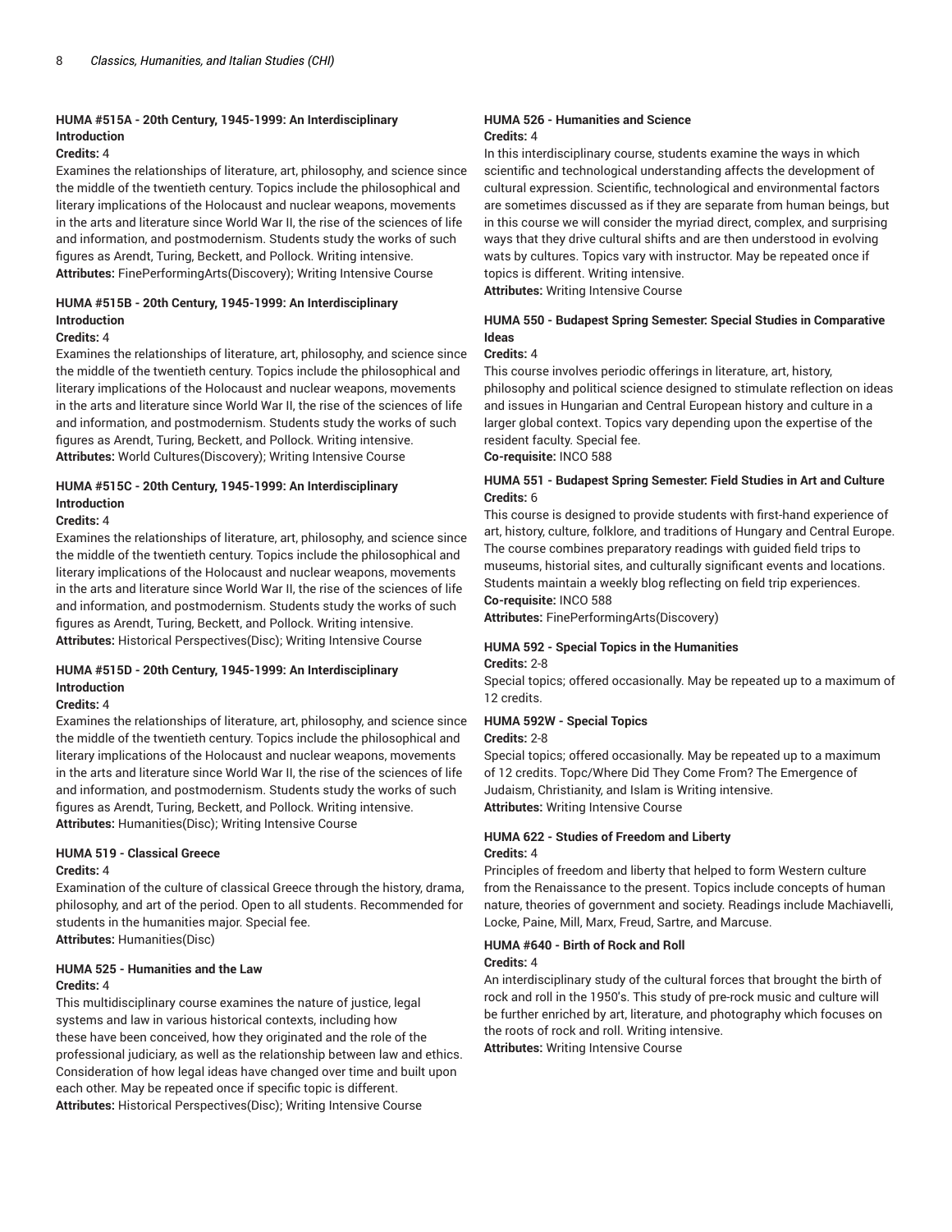### HUMA #515A - 20th Century, 1945-1999: An Interdisciplinary Introduction

**Credits:** 4

Examines the relationships of literature, art, philosophy, and science since the middle of the twentieth century. Topics include the philosophical and literary implications of the Holocaust and nuclear weapons, movements in the arts and literature since World War II, the rise of the sciences of life and information, and postmodernism. Students study the works of such figures as Arendt, Turing, Beckett, and Pollock. Writing intensive.
**Attributes:** FinePerformingArts(Discovery); Writing Intensive Course

### HUMA #515B - 20th Century, 1945-1999: An Interdisciplinary Introduction

**Credits:** 4

Examines the relationships of literature, art, philosophy, and science since the middle of the twentieth century. Topics include the philosophical and literary implications of the Holocaust and nuclear weapons, movements in the arts and literature since World War II, the rise of the sciences of life and information, and postmodernism. Students study the works of such figures as Arendt, Turing, Beckett, and Pollock. Writing intensive.
**Attributes:** World Cultures(Discovery); Writing Intensive Course

### HUMA #515C - 20th Century, 1945-1999: An Interdisciplinary Introduction

**Credits:** 4

Examines the relationships of literature, art, philosophy, and science since the middle of the twentieth century. Topics include the philosophical and literary implications of the Holocaust and nuclear weapons, movements in the arts and literature since World War II, the rise of the sciences of life and information, and postmodernism. Students study the works of such figures as Arendt, Turing, Beckett, and Pollock. Writing intensive.
**Attributes:** Historical Perspectives(Disc); Writing Intensive Course

### HUMA #515D - 20th Century, 1945-1999: An Interdisciplinary Introduction

**Credits:** 4

Examines the relationships of literature, art, philosophy, and science since the middle of the twentieth century. Topics include the philosophical and literary implications of the Holocaust and nuclear weapons, movements in the arts and literature since World War II, the rise of the sciences of life and information, and postmodernism. Students study the works of such figures as Arendt, Turing, Beckett, and Pollock. Writing intensive.
**Attributes:** Humanities(Disc); Writing Intensive Course

### HUMA 519 - Classical Greece

**Credits:** 4

Examination of the culture of classical Greece through the history, drama, philosophy, and art of the period. Open to all students. Recommended for students in the humanities major. Special fee.
**Attributes:** Humanities(Disc)

### HUMA 525 - Humanities and the Law

**Credits:** 4

This multidisciplinary course examines the nature of justice, legal systems and law in various historical contexts, including how these have been conceived, how they originated and the role of the professional judiciary, as well as the relationship between law and ethics. Consideration of how legal ideas have changed over time and built upon each other. May be repeated once if specific topic is different.
**Attributes:** Historical Perspectives(Disc); Writing Intensive Course

### HUMA 526 - Humanities and Science

**Credits:** 4

In this interdisciplinary course, students examine the ways in which scientific and technological understanding affects the development of cultural expression. Scientific, technological and environmental factors are sometimes discussed as if they are separate from human beings, but in this course we will consider the myriad direct, complex, and surprising ways that they drive cultural shifts and are then understood in evolving wats by cultures. Topics vary with instructor. May be repeated once if topics is different. Writing intensive.
**Attributes:** Writing Intensive Course

### HUMA 550 - Budapest Spring Semester: Special Studies in Comparative Ideas

**Credits:** 4

This course involves periodic offerings in literature, art, history, philosophy and political science designed to stimulate reflection on ideas and issues in Hungarian and Central European history and culture in a larger global context. Topics vary depending upon the expertise of the resident faculty. Special fee.
**Co-requisite:** INCO 588

### HUMA 551 - Budapest Spring Semester: Field Studies in Art and Culture

**Credits:** 6

This course is designed to provide students with first-hand experience of art, history, culture, folklore, and traditions of Hungary and Central Europe. The course combines preparatory readings with guided field trips to museums, historial sites, and culturally significant events and locations. Students maintain a weekly blog reflecting on field trip experiences.
**Co-requisite:** INCO 588
**Attributes:** FinePerformingArts(Discovery)

### HUMA 592 - Special Topics in the Humanities

**Credits:** 2-8

Special topics; offered occasionally. May be repeated up to a maximum of 12 credits.

### HUMA 592W - Special Topics

**Credits:** 2-8

Special topics; offered occasionally. May be repeated up to a maximum of 12 credits. Topc/Where Did They Come From? The Emergence of Judaism, Christianity, and Islam is Writing intensive.
**Attributes:** Writing Intensive Course

### HUMA 622 - Studies of Freedom and Liberty

**Credits:** 4

Principles of freedom and liberty that helped to form Western culture from the Renaissance to the present. Topics include concepts of human nature, theories of government and society. Readings include Machiavelli, Locke, Paine, Mill, Marx, Freud, Sartre, and Marcuse.

### HUMA #640 - Birth of Rock and Roll

**Credits:** 4

An interdisciplinary study of the cultural forces that brought the birth of rock and roll in the 1950's. This study of pre-rock music and culture will be further enriched by art, literature, and photography which focuses on the roots of rock and roll. Writing intensive.
**Attributes:** Writing Intensive Course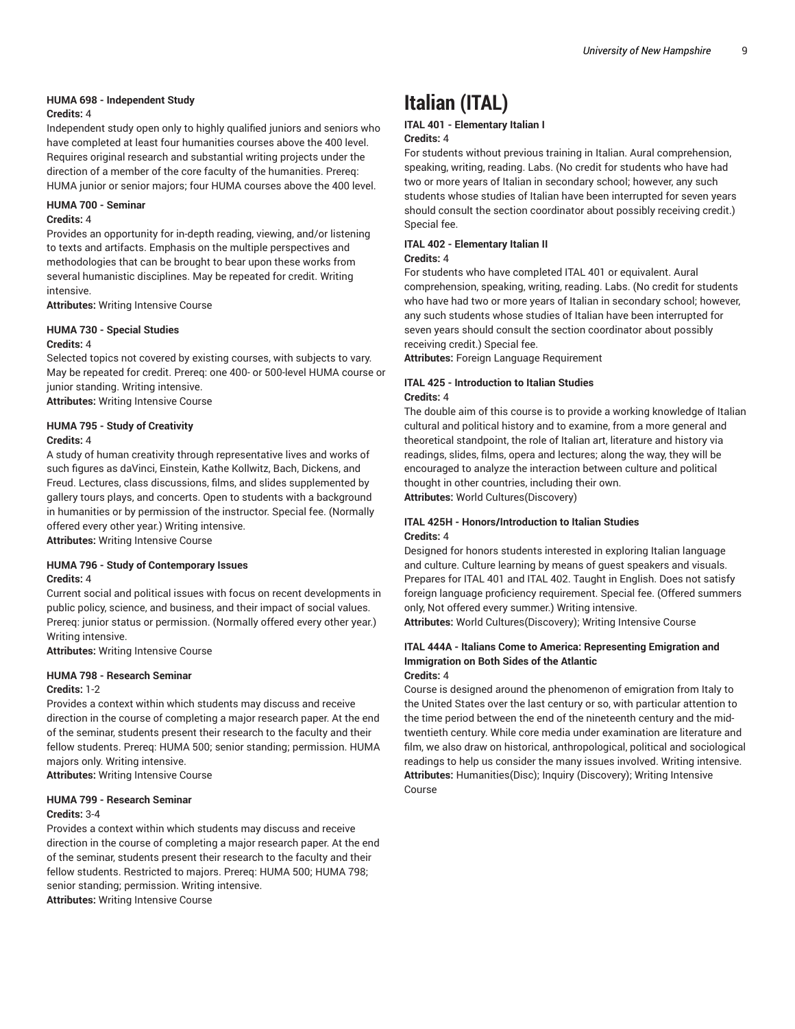#### HUMA 698 - Independent Study

**Credits:** 4

Independent study open only to highly qualified juniors and seniors who have completed at least four humanities courses above the 400 level. Requires original research and substantial writing projects under the direction of a member of the core faculty of the humanities. Prereq: HUMA junior or senior majors; four HUMA courses above the 400 level.

#### HUMA 700 - Seminar

**Credits:** 4

Provides an opportunity for in-depth reading, viewing, and/or listening to texts and artifacts. Emphasis on the multiple perspectives and methodologies that can be brought to bear upon these works from several humanistic disciplines. May be repeated for credit. Writing intensive.

**Attributes:** Writing Intensive Course

#### HUMA 730 - Special Studies

**Credits:** 4

Selected topics not covered by existing courses, with subjects to vary. May be repeated for credit. Prereq: one 400- or 500-level HUMA course or junior standing. Writing intensive.

**Attributes:** Writing Intensive Course

#### HUMA 795 - Study of Creativity

**Credits:** 4

A study of human creativity through representative lives and works of such figures as daVinci, Einstein, Kathe Kollwitz, Bach, Dickens, and Freud. Lectures, class discussions, films, and slides supplemented by gallery tours plays, and concerts. Open to students with a background in humanities or by permission of the instructor. Special fee. (Normally offered every other year.) Writing intensive.

**Attributes:** Writing Intensive Course

#### HUMA 796 - Study of Contemporary Issues

**Credits:** 4

Current social and political issues with focus on recent developments in public policy, science, and business, and their impact of social values. Prereq: junior status or permission. (Normally offered every other year.) Writing intensive.

**Attributes:** Writing Intensive Course

#### HUMA 798 - Research Seminar

**Credits:** 1-2

Provides a context within which students may discuss and receive direction in the course of completing a major research paper. At the end of the seminar, students present their research to the faculty and their fellow students. Prereq: HUMA 500; senior standing; permission. HUMA majors only. Writing intensive.

**Attributes:** Writing Intensive Course

#### HUMA 799 - Research Seminar

**Credits:** 3-4

Provides a context within which students may discuss and receive direction in the course of completing a major research paper. At the end of the seminar, students present their research to the faculty and their fellow students. Restricted to majors. Prereq: HUMA 500; HUMA 798; senior standing; permission. Writing intensive.

**Attributes:** Writing Intensive Course

# Italian (ITAL)

#### ITAL 401 - Elementary Italian I

**Credits:** 4

For students without previous training in Italian. Aural comprehension, speaking, writing, reading. Labs. (No credit for students who have had two or more years of Italian in secondary school; however, any such students whose studies of Italian have been interrupted for seven years should consult the section coordinator about possibly receiving credit.) Special fee.

#### ITAL 402 - Elementary Italian II

**Credits:** 4

For students who have completed ITAL 401 or equivalent. Aural comprehension, speaking, writing, reading. Labs. (No credit for students who have had two or more years of Italian in secondary school; however, any such students whose studies of Italian have been interrupted for seven years should consult the section coordinator about possibly receiving credit.) Special fee.

**Attributes:** Foreign Language Requirement

#### ITAL 425 - Introduction to Italian Studies

**Credits:** 4

The double aim of this course is to provide a working knowledge of Italian cultural and political history and to examine, from a more general and theoretical standpoint, the role of Italian art, literature and history via readings, slides, films, opera and lectures; along the way, they will be encouraged to analyze the interaction between culture and political thought in other countries, including their own.

**Attributes:** World Cultures(Discovery)

#### ITAL 425H - Honors/Introduction to Italian Studies

**Credits:** 4

Designed for honors students interested in exploring Italian language and culture. Culture learning by means of guest speakers and visuals. Prepares for ITAL 401 and ITAL 402. Taught in English. Does not satisfy foreign language proficiency requirement. Special fee. (Offered summers only, Not offered every summer.) Writing intensive.

**Attributes:** World Cultures(Discovery); Writing Intensive Course

#### ITAL 444A - Italians Come to America: Representing Emigration and Immigration on Both Sides of the Atlantic

**Credits:** 4

Course is designed around the phenomenon of emigration from Italy to the United States over the last century or so, with particular attention to the time period between the end of the nineteenth century and the mid-twentieth century. While core media under examination are literature and film, we also draw on historical, anthropological, political and sociological readings to help us consider the many issues involved. Writing intensive.

**Attributes:** Humanities(Disc); Inquiry (Discovery); Writing Intensive Course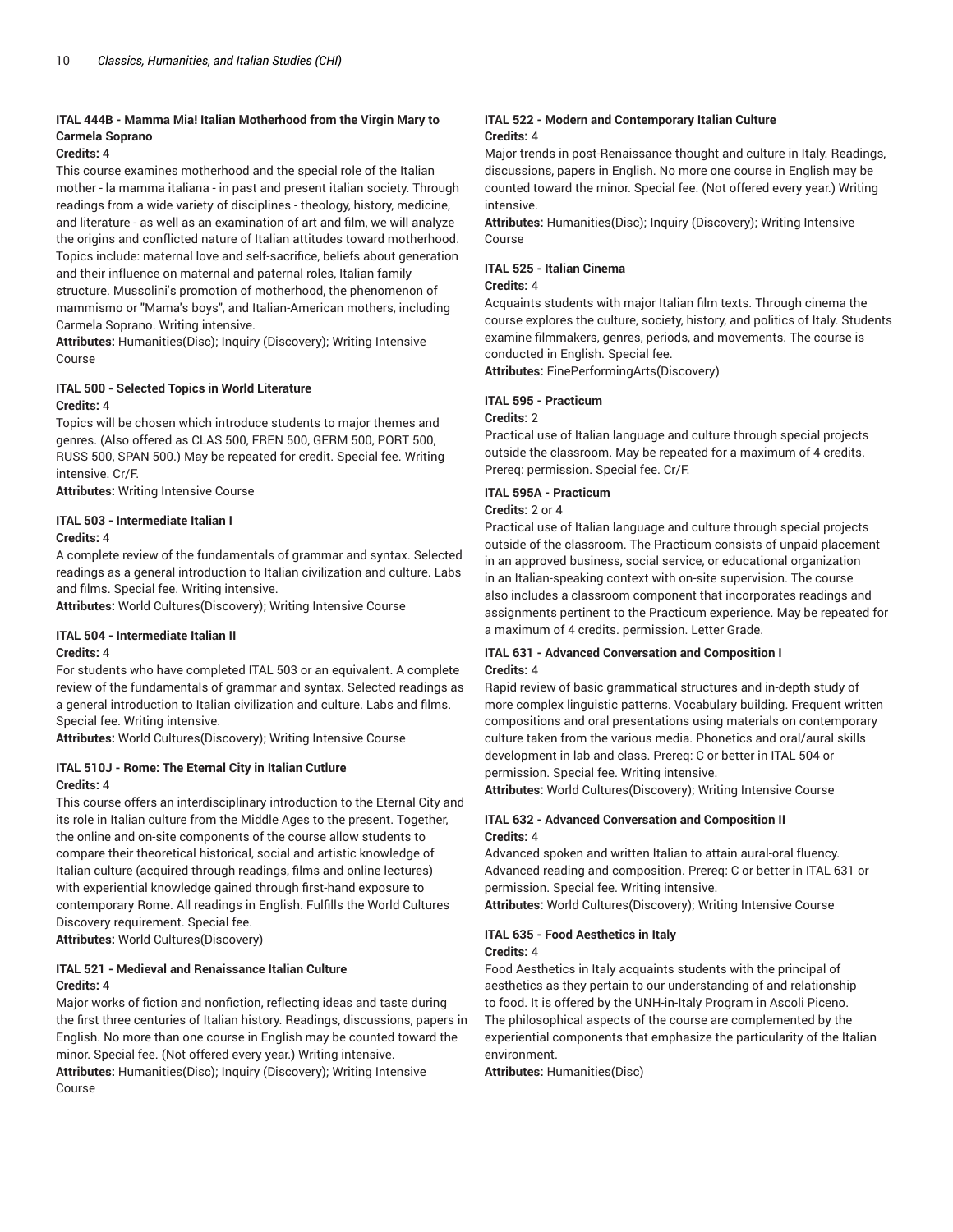### ITAL 444B - Mamma Mia! Italian Motherhood from the Virgin Mary to Carmela Soprano

**Credits:** 4

This course examines motherhood and the special role of the Italian mother - la mamma italiana - in past and present italian society. Through readings from a wide variety of disciplines - theology, history, medicine, and literature - as well as an examination of art and film, we will analyze the origins and conflicted nature of Italian attitudes toward motherhood. Topics include: maternal love and self-sacrifice, beliefs about generation and their influence on maternal and paternal roles, Italian family structure. Mussolini's promotion of motherhood, the phenomenon of mammismo or "Mama's boys", and Italian-American mothers, including Carmela Soprano. Writing intensive.

**Attributes:** Humanities(Disc); Inquiry (Discovery); Writing Intensive Course

### ITAL 500 - Selected Topics in World Literature

**Credits:** 4

Topics will be chosen which introduce students to major themes and genres. (Also offered as CLAS 500, FREN 500, GERM 500, PORT 500, RUSS 500, SPAN 500.) May be repeated for credit. Special fee. Writing intensive. Cr/F.

**Attributes:** Writing Intensive Course

### ITAL 503 - Intermediate Italian I

**Credits:** 4

A complete review of the fundamentals of grammar and syntax. Selected readings as a general introduction to Italian civilization and culture. Labs and films. Special fee. Writing intensive.

**Attributes:** World Cultures(Discovery); Writing Intensive Course

### ITAL 504 - Intermediate Italian II

**Credits:** 4

For students who have completed ITAL 503 or an equivalent. A complete review of the fundamentals of grammar and syntax. Selected readings as a general introduction to Italian civilization and culture. Labs and films. Special fee. Writing intensive.

**Attributes:** World Cultures(Discovery); Writing Intensive Course

### ITAL 510J - Rome: The Eternal City in Italian Cutlure

**Credits:** 4

This course offers an interdisciplinary introduction to the Eternal City and its role in Italian culture from the Middle Ages to the present. Together, the online and on-site components of the course allow students to compare their theoretical historical, social and artistic knowledge of Italian culture (acquired through readings, films and online lectures) with experiential knowledge gained through first-hand exposure to contemporary Rome. All readings in English. Fulfills the World Cultures Discovery requirement. Special fee.

**Attributes:** World Cultures(Discovery)

### ITAL 521 - Medieval and Renaissance Italian Culture

**Credits:** 4

Major works of fiction and nonfiction, reflecting ideas and taste during the first three centuries of Italian history. Readings, discussions, papers in English. No more than one course in English may be counted toward the minor. Special fee. (Not offered every year.) Writing intensive.

**Attributes:** Humanities(Disc); Inquiry (Discovery); Writing Intensive Course

### ITAL 522 - Modern and Contemporary Italian Culture

**Credits:** 4

Major trends in post-Renaissance thought and culture in Italy. Readings, discussions, papers in English. No more one course in English may be counted toward the minor. Special fee. (Not offered every year.) Writing intensive.

**Attributes:** Humanities(Disc); Inquiry (Discovery); Writing Intensive Course

### ITAL 525 - Italian Cinema

**Credits:** 4

Acquaints students with major Italian film texts. Through cinema the course explores the culture, society, history, and politics of Italy. Students examine filmmakers, genres, periods, and movements. The course is conducted in English. Special fee.

**Attributes:** FinePerformingArts(Discovery)

### ITAL 595 - Practicum

**Credits:** 2

Practical use of Italian language and culture through special projects outside the classroom. May be repeated for a maximum of 4 credits. Prereq: permission. Special fee. Cr/F.

### ITAL 595A - Practicum

**Credits:** 2 or 4

Practical use of Italian language and culture through special projects outside of the classroom. The Practicum consists of unpaid placement in an approved business, social service, or educational organization in an Italian-speaking context with on-site supervision. The course also includes a classroom component that incorporates readings and assignments pertinent to the Practicum experience. May be repeated for a maximum of 4 credits. permission. Letter Grade.

### ITAL 631 - Advanced Conversation and Composition I

**Credits:** 4

Rapid review of basic grammatical structures and in-depth study of more complex linguistic patterns. Vocabulary building. Frequent written compositions and oral presentations using materials on contemporary culture taken from the various media. Phonetics and oral/aural skills development in lab and class. Prereq: C or better in ITAL 504 or permission. Special fee. Writing intensive.

**Attributes:** World Cultures(Discovery); Writing Intensive Course

### ITAL 632 - Advanced Conversation and Composition II

**Credits:** 4

Advanced spoken and written Italian to attain aural-oral fluency. Advanced reading and composition. Prereq: C or better in ITAL 631 or permission. Special fee. Writing intensive.

**Attributes:** World Cultures(Discovery); Writing Intensive Course

### ITAL 635 - Food Aesthetics in Italy

**Credits:** 4

Food Aesthetics in Italy acquaints students with the principal of aesthetics as they pertain to our understanding of and relationship to food. It is offered by the UNH-in-Italy Program in Ascoli Piceno. The philosophical aspects of the course are complemented by the experiential components that emphasize the particularity of the Italian environment.

**Attributes:** Humanities(Disc)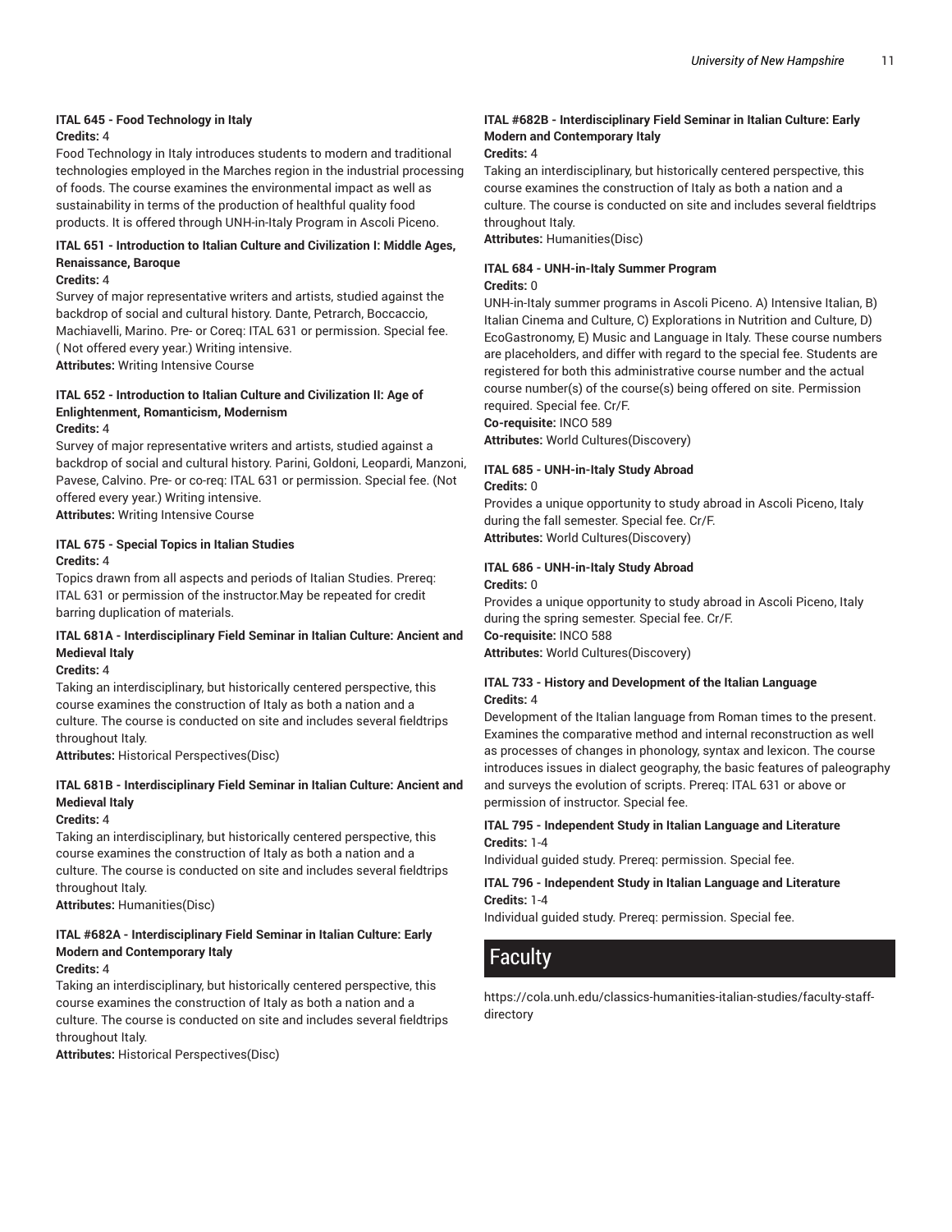#### ITAL 645 - Food Technology in Italy

**Credits:** 4

Food Technology in Italy introduces students to modern and traditional technologies employed in the Marches region in the industrial processing of foods. The course examines the environmental impact as well as sustainability in terms of the production of healthful quality food products. It is offered through UNH-in-Italy Program in Ascoli Piceno.

#### ITAL 651 - Introduction to Italian Culture and Civilization I: Middle Ages, Renaissance, Baroque

**Credits:** 4

Survey of major representative writers and artists, studied against the backdrop of social and cultural history. Dante, Petrarch, Boccaccio, Machiavelli, Marino. Pre- or Coreq: ITAL 631 or permission. Special fee. ( Not offered every year.) Writing intensive.

**Attributes:** Writing Intensive Course

#### ITAL 652 - Introduction to Italian Culture and Civilization II: Age of Enlightenment, Romanticism, Modernism

**Credits:** 4

Survey of major representative writers and artists, studied against a backdrop of social and cultural history. Parini, Goldoni, Leopardi, Manzoni, Pavese, Calvino. Pre- or co-req: ITAL 631 or permission. Special fee. (Not offered every year.) Writing intensive.

**Attributes:** Writing Intensive Course

#### ITAL 675 - Special Topics in Italian Studies

**Credits:** 4

Topics drawn from all aspects and periods of Italian Studies. Prereq: ITAL 631 or permission of the instructor.May be repeated for credit barring duplication of materials.

#### ITAL 681A - Interdisciplinary Field Seminar in Italian Culture: Ancient and Medieval Italy

**Credits:** 4

Taking an interdisciplinary, but historically centered perspective, this course examines the construction of Italy as both a nation and a culture. The course is conducted on site and includes several fieldtrips throughout Italy.

**Attributes:** Historical Perspectives(Disc)

#### ITAL 681B - Interdisciplinary Field Seminar in Italian Culture: Ancient and Medieval Italy

**Credits:** 4

Taking an interdisciplinary, but historically centered perspective, this course examines the construction of Italy as both a nation and a culture. The course is conducted on site and includes several fieldtrips throughout Italy.

**Attributes:** Humanities(Disc)

#### ITAL #682A - Interdisciplinary Field Seminar in Italian Culture: Early Modern and Contemporary Italy

**Credits:** 4

Taking an interdisciplinary, but historically centered perspective, this course examines the construction of Italy as both a nation and a culture. The course is conducted on site and includes several fieldtrips throughout Italy.

**Attributes:** Historical Perspectives(Disc)

#### ITAL #682B - Interdisciplinary Field Seminar in Italian Culture: Early Modern and Contemporary Italy

**Credits:** 4

Taking an interdisciplinary, but historically centered perspective, this course examines the construction of Italy as both a nation and a culture. The course is conducted on site and includes several fieldtrips throughout Italy.

**Attributes:** Humanities(Disc)

#### ITAL 684 - UNH-in-Italy Summer Program

**Credits:** 0

UNH-in-Italy summer programs in Ascoli Piceno. A) Intensive Italian, B) Italian Cinema and Culture, C) Explorations in Nutrition and Culture, D) EcoGastronomy, E) Music and Language in Italy. These course numbers are placeholders, and differ with regard to the special fee. Students are registered for both this administrative course number and the actual course number(s) of the course(s) being offered on site. Permission required. Special fee. Cr/F.

**Co-requisite:** INCO 589

**Attributes:** World Cultures(Discovery)

#### ITAL 685 - UNH-in-Italy Study Abroad

**Credits:** 0

Provides a unique opportunity to study abroad in Ascoli Piceno, Italy during the fall semester. Special fee. Cr/F.

**Attributes:** World Cultures(Discovery)

#### ITAL 686 - UNH-in-Italy Study Abroad

**Credits:** 0

Provides a unique opportunity to study abroad in Ascoli Piceno, Italy during the spring semester. Special fee. Cr/F.

**Co-requisite:** INCO 588

**Attributes:** World Cultures(Discovery)

#### ITAL 733 - History and Development of the Italian Language

**Credits:** 4

Development of the Italian language from Roman times to the present. Examines the comparative method and internal reconstruction as well as processes of changes in phonology, syntax and lexicon. The course introduces issues in dialect geography, the basic features of paleography and surveys the evolution of scripts. Prereq: ITAL 631 or above or permission of instructor. Special fee.

#### ITAL 795 - Independent Study in Italian Language and Literature

**Credits:** 1-4

Individual guided study. Prereq: permission. Special fee.

#### ITAL 796 - Independent Study in Italian Language and Literature

**Credits:** 1-4

Individual guided study. Prereq: permission. Special fee.

# Faculty

https://cola.unh.edu/classics-humanities-italian-studies/faculty-staff-directory